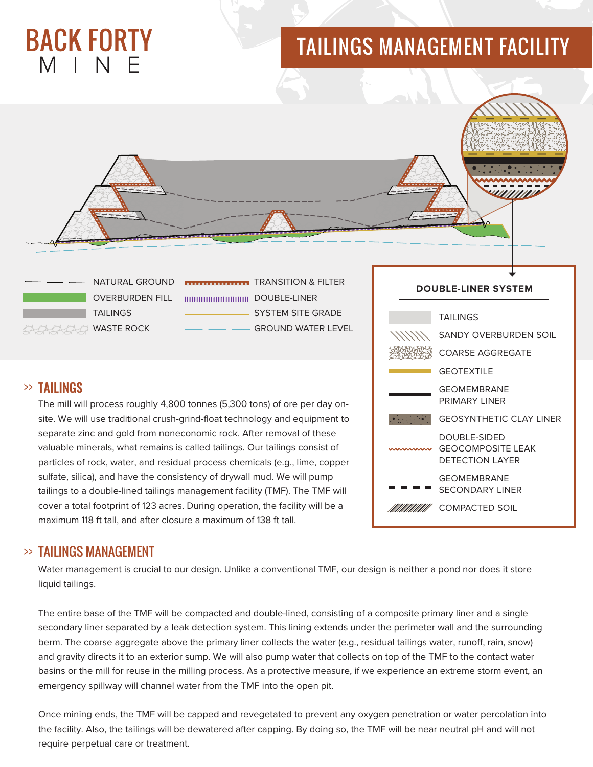BACK FORTY

MINE

# TAILINGS MANAGEMENT FACILITY

NATURAL GROUND

OVERBURDEN FILL

TAILINGS

WASTE ROCK

TRANSITION & FILTER

DOUBLE-LINER

SYSTEM SITE GRADE

GROUND WATER LEVEL

**DOUBLE-LINER SYSTEM**

- TAILINGS
- SANDY OVERBURDEN SOIL
- COARSE AGGREGATE
- GEOTEXTILE
- GEOMEMBRANE PRIMARY LINER
- GEOSYNTHETIC CLAY LINER
- DOUBLE-SIDED GEOCOMPOSITE LEAK DETECTION LAYER
- GEOMEMBRANE SECONDARY LINER
- COMPACTED SOIL

## >> TAILINGS

The mill will process roughly 4,800 tonnes (5,300 tons) of ore per day on-site. We will use traditional crush-grind-float technology and equipment to separate zinc and gold from noneconomic rock. After removal of these valuable minerals, what remains is called tailings. Our tailings consist of particles of rock, water, and residual process chemicals (e.g., lime, copper sulfate, silica), and have the consistency of drywall mud. We will pump tailings to a double-lined tailings management facility (TMF). The TMF will cover a total footprint of 123 acres. During operation, the facility will be a maximum 118 ft tall, and after closure a maximum of 138 ft tall.

## >> TAILINGS MANAGEMENT

Water management is crucial to our design. Unlike a conventional TMF, our design is neither a pond nor does it store liquid tailings.

The entire base of the TMF will be compacted and double-lined, consisting of a composite primary liner and a single secondary liner separated by a leak detection system. This lining extends under the perimeter wall and the surrounding berm. The coarse aggregate above the primary liner collects the water (e.g., residual tailings water, runoff, rain, snow) and gravity directs it to an exterior sump. We will also pump water that collects on top of the TMF to the contact water basins or the mill for reuse in the milling process. As a protective measure, if we experience an extreme storm event, an emergency spillway will channel water from the TMF into the open pit.

Once mining ends, the TMF will be capped and revegetated to prevent any oxygen penetration or water percolation into the facility. Also, the tailings will be dewatered after capping. By doing so, the TMF will be near neutral pH and will not require perpetual care or treatment.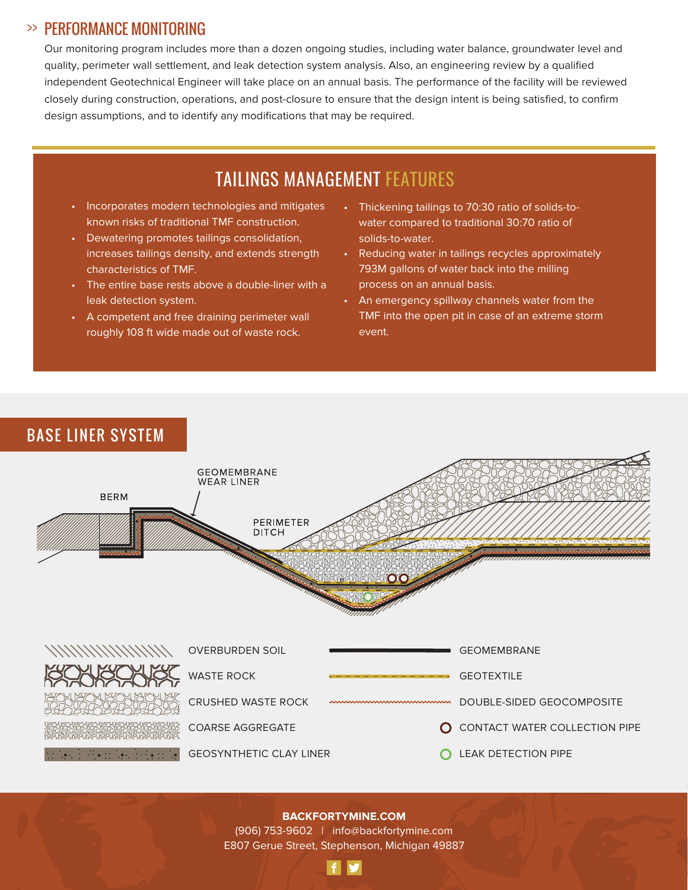## PERFORMANCE MONITORING

Our monitoring program includes more than a dozen ongoing studies, including water balance, groundwater level and quality, perimeter wall settlement, and leak detection system analysis. Also, an engineering review by a qualified independent Geotechnical Engineer will take place on an annual basis. The performance of the facility will be reviewed closely during construction, operations, and post-closure to ensure that the design intent is being satisfied, to confirm design assumptions, and to identify any modifications that may be required.

## TAILINGS MANAGEMENT FEATURES

- Incorporates modern technologies and mitigates known risks of traditional TMF construction.
- Dewatering promotes tailings consolidation, increases tailings density, and extends strength characteristics of TMF.
- The entire base rests above a double-liner with a leak detection system.
- A competent and free draining perimeter wall roughly 108 ft wide made out of waste rock.
- Thickening tailings to 70:30 ratio of solids-to-water compared to traditional 30:70 ratio of solids-to-water.
- Reducing water in tailings recycles approximately 793M gallons of water back into the milling process on an annual basis.
- An emergency spillway channels water from the TMF into the open pit in case of an extreme storm event.

## BASE LINER SYSTEM

GEOMEMBRANE WEAR LINER

BERM

PERIMETER DITCH

OVERBURDEN SOIL

WASTE ROCK

CRUSHED WASTE ROCK

COARSE AGGREGATE

GEOSYNTHETIC CLAY LINER

GEOMEMBRANE

GEOTEXTILE

DOUBLE-SIDED GEOCOMPOSITE

CONTACT WATER COLLECTION PIPE

LEAK DETECTION PIPE

**BACKFORTYMINE.COM**
(906) 753-9602 | info@backfortymine.com
E807 Gerue Street, Stephenson, Michigan 49887